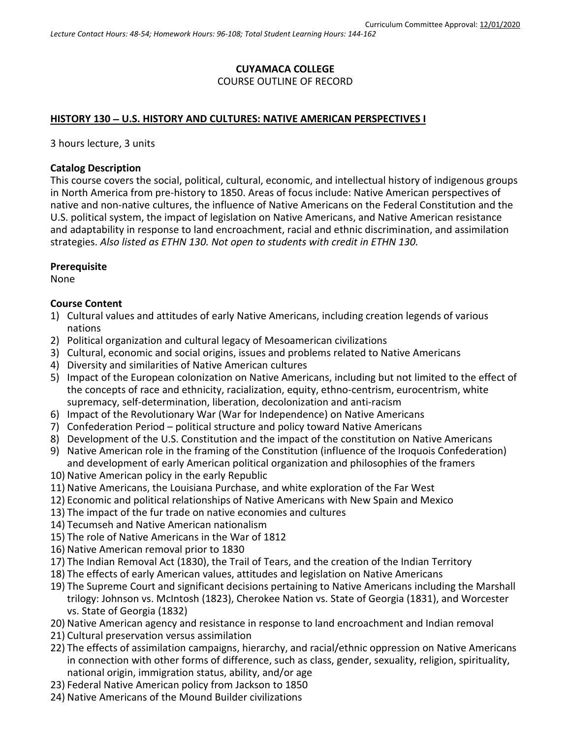Curriculum Committee Approval: 12/01/2020

*Lecture Contact Hours: 48-54; Homework Hours: 96-108; Total Student Learning Hours: 144-162*

**CUYAMACA COLLEGE**
COURSE OUTLINE OF RECORD

## HISTORY 130 – U.S. HISTORY AND CULTURES: NATIVE AMERICAN PERSPECTIVES I

3 hours lecture, 3 units

### Catalog Description

This course covers the social, political, cultural, economic, and intellectual history of indigenous groups in North America from pre-history to 1850. Areas of focus include: Native American perspectives of native and non-native cultures, the influence of Native Americans on the Federal Constitution and the U.S. political system, the impact of legislation on Native Americans, and Native American resistance and adaptability in response to land encroachment, racial and ethnic discrimination, and assimilation strategies. *Also listed as ETHN 130. Not open to students with credit in ETHN 130.*

### Prerequisite

None

### Course Content

1) Cultural values and attitudes of early Native Americans, including creation legends of various nations
2) Political organization and cultural legacy of Mesoamerican civilizations
3) Cultural, economic and social origins, issues and problems related to Native Americans
4) Diversity and similarities of Native American cultures
5) Impact of the European colonization on Native Americans, including but not limited to the effect of the concepts of race and ethnicity, racialization, equity, ethno-centrism, eurocentrism, white supremacy, self-determination, liberation, decolonization and anti-racism
6) Impact of the Revolutionary War (War for Independence) on Native Americans
7) Confederation Period – political structure and policy toward Native Americans
8) Development of the U.S. Constitution and the impact of the constitution on Native Americans
9) Native American role in the framing of the Constitution (influence of the Iroquois Confederation) and development of early American political organization and philosophies of the framers
10) Native American policy in the early Republic
11) Native Americans, the Louisiana Purchase, and white exploration of the Far West
12) Economic and political relationships of Native Americans with New Spain and Mexico
13) The impact of the fur trade on native economies and cultures
14) Tecumseh and Native American nationalism
15) The role of Native Americans in the War of 1812
16) Native American removal prior to 1830
17) The Indian Removal Act (1830), the Trail of Tears, and the creation of the Indian Territory
18) The effects of early American values, attitudes and legislation on Native Americans
19) The Supreme Court and significant decisions pertaining to Native Americans including the Marshall trilogy: Johnson vs. McIntosh (1823), Cherokee Nation vs. State of Georgia (1831), and Worcester vs. State of Georgia (1832)
20) Native American agency and resistance in response to land encroachment and Indian removal
21) Cultural preservation versus assimilation
22) The effects of assimilation campaigns, hierarchy, and racial/ethnic oppression on Native Americans in connection with other forms of difference, such as class, gender, sexuality, religion, spirituality, national origin, immigration status, ability, and/or age
23) Federal Native American policy from Jackson to 1850
24) Native Americans of the Mound Builder civilizations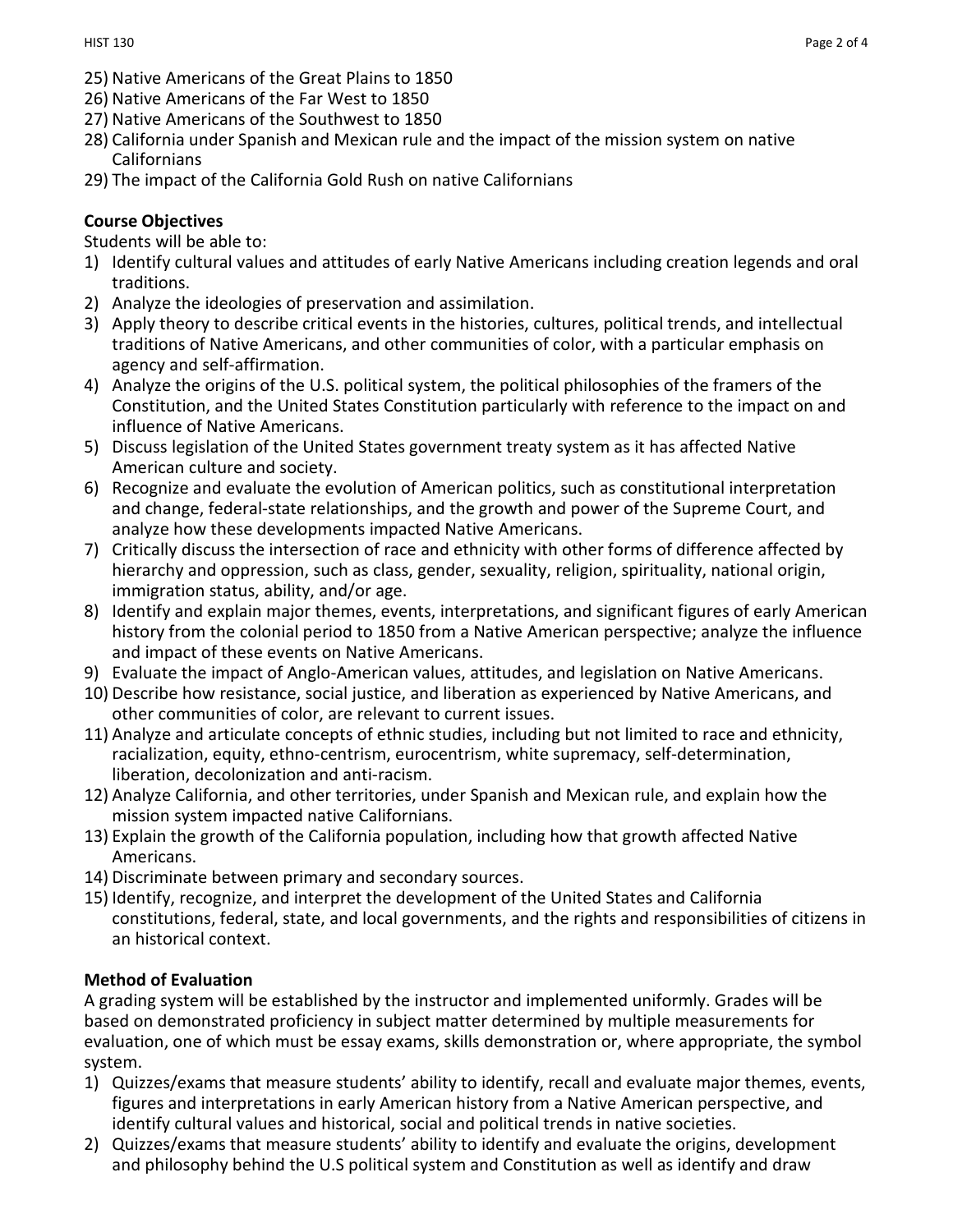25) Native Americans of the Great Plains to 1850
26) Native Americans of the Far West to 1850
27) Native Americans of the Southwest to 1850
28) California under Spanish and Mexican rule and the impact of the mission system on native Californians
29) The impact of the California Gold Rush on native Californians

**Course Objectives**

Students will be able to:

1) Identify cultural values and attitudes of early Native Americans including creation legends and oral traditions.
2) Analyze the ideologies of preservation and assimilation.
3) Apply theory to describe critical events in the histories, cultures, political trends, and intellectual traditions of Native Americans, and other communities of color, with a particular emphasis on agency and self-affirmation.
4) Analyze the origins of the U.S. political system, the political philosophies of the framers of the Constitution, and the United States Constitution particularly with reference to the impact on and influence of Native Americans.
5) Discuss legislation of the United States government treaty system as it has affected Native American culture and society.
6) Recognize and evaluate the evolution of American politics, such as constitutional interpretation and change, federal-state relationships, and the growth and power of the Supreme Court, and analyze how these developments impacted Native Americans.
7) Critically discuss the intersection of race and ethnicity with other forms of difference affected by hierarchy and oppression, such as class, gender, sexuality, religion, spirituality, national origin, immigration status, ability, and/or age.
8) Identify and explain major themes, events, interpretations, and significant figures of early American history from the colonial period to 1850 from a Native American perspective; analyze the influence and impact of these events on Native Americans.
9) Evaluate the impact of Anglo-American values, attitudes, and legislation on Native Americans.
10) Describe how resistance, social justice, and liberation as experienced by Native Americans, and other communities of color, are relevant to current issues.
11) Analyze and articulate concepts of ethnic studies, including but not limited to race and ethnicity, racialization, equity, ethno-centrism, eurocentrism, white supremacy, self-determination, liberation, decolonization and anti-racism.
12) Analyze California, and other territories, under Spanish and Mexican rule, and explain how the mission system impacted native Californians.
13) Explain the growth of the California population, including how that growth affected Native Americans.
14) Discriminate between primary and secondary sources.
15) Identify, recognize, and interpret the development of the United States and California constitutions, federal, state, and local governments, and the rights and responsibilities of citizens in an historical context.

**Method of Evaluation**

A grading system will be established by the instructor and implemented uniformly. Grades will be based on demonstrated proficiency in subject matter determined by multiple measurements for evaluation, one of which must be essay exams, skills demonstration or, where appropriate, the symbol system.

1) Quizzes/exams that measure students' ability to identify, recall and evaluate major themes, events, figures and interpretations in early American history from a Native American perspective, and identify cultural values and historical, social and political trends in native societies.
2) Quizzes/exams that measure students' ability to identify and evaluate the origins, development and philosophy behind the U.S political system and Constitution as well as identify and draw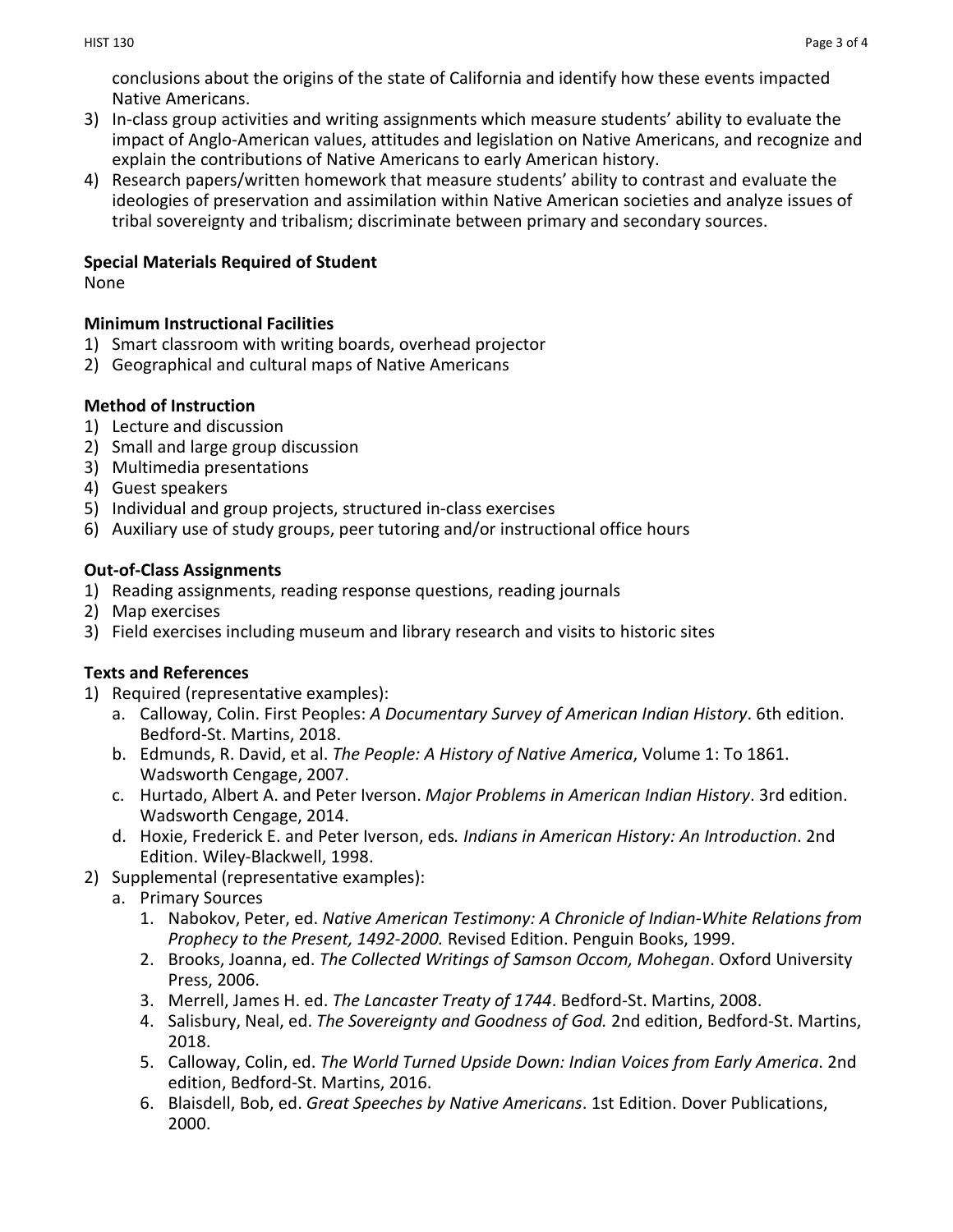conclusions about the origins of the state of California and identify how these events impacted Native Americans.

3) In-class group activities and writing assignments which measure students' ability to evaluate the impact of Anglo-American values, attitudes and legislation on Native Americans, and recognize and explain the contributions of Native Americans to early American history.
4) Research papers/written homework that measure students' ability to contrast and evaluate the ideologies of preservation and assimilation within Native American societies and analyze issues of tribal sovereignty and tribalism; discriminate between primary and secondary sources.

**Special Materials Required of Student**

None

**Minimum Instructional Facilities**

1) Smart classroom with writing boards, overhead projector
2) Geographical and cultural maps of Native Americans

**Method of Instruction**

1) Lecture and discussion
2) Small and large group discussion
3) Multimedia presentations
4) Guest speakers
5) Individual and group projects, structured in-class exercises
6) Auxiliary use of study groups, peer tutoring and/or instructional office hours

**Out-of-Class Assignments**

1) Reading assignments, reading response questions, reading journals
2) Map exercises
3) Field exercises including museum and library research and visits to historic sites

**Texts and References**

1) Required (representative examples):
   a. Calloway, Colin. First Peoples: *A Documentary Survey of American Indian History*. 6th edition. Bedford-St. Martins, 2018.
   b. Edmunds, R. David, et al. *The People: A History of Native America*, Volume 1: To 1861. Wadsworth Cengage, 2007.
   c. Hurtado, Albert A. and Peter Iverson. *Major Problems in American Indian History*. 3rd edition. Wadsworth Cengage, 2014.
   d. Hoxie, Frederick E. and Peter Iverson, eds*. Indians in American History: An Introduction*. 2nd Edition. Wiley-Blackwell, 1998.
2) Supplemental (representative examples):
   a. Primary Sources
      1. Nabokov, Peter, ed. *Native American Testimony: A Chronicle of Indian-White Relations from Prophecy to the Present, 1492-2000.* Revised Edition. Penguin Books, 1999.
      2. Brooks, Joanna, ed. *The Collected Writings of Samson Occom, Mohegan*. Oxford University Press, 2006.
      3. Merrell, James H. ed. *The Lancaster Treaty of 1744*. Bedford-St. Martins, 2008.
      4. Salisbury, Neal, ed. *The Sovereignty and Goodness of God.* 2nd edition, Bedford-St. Martins, 2018.
      5. Calloway, Colin, ed. *The World Turned Upside Down: Indian Voices from Early America*. 2nd edition, Bedford-St. Martins, 2016.
      6. Blaisdell, Bob, ed. *Great Speeches by Native Americans*. 1st Edition. Dover Publications, 2000.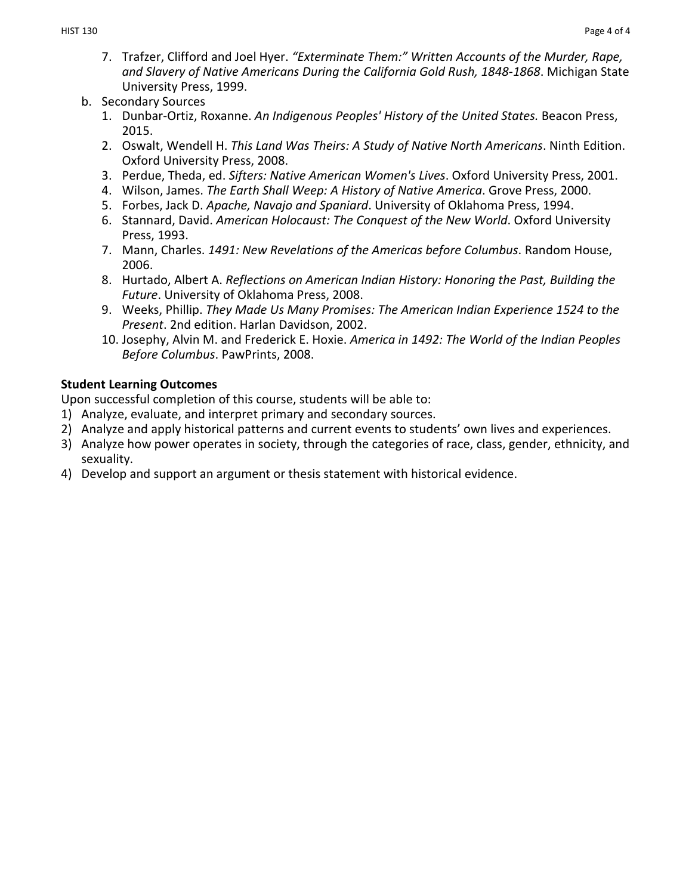7. Trafzer, Clifford and Joel Hyer. *"Exterminate Them:" Written Accounts of the Murder, Rape, and Slavery of Native Americans During the California Gold Rush, 1848-1868*. Michigan State University Press, 1999.

b. Secondary Sources

1. Dunbar-Ortiz, Roxanne. *An Indigenous Peoples' History of the United States.* Beacon Press, 2015.
2. Oswalt, Wendell H. *This Land Was Theirs: A Study of Native North Americans*. Ninth Edition. Oxford University Press, 2008.
3. Perdue, Theda, ed. *Sifters: Native American Women's Lives*. Oxford University Press, 2001.
4. Wilson, James. *The Earth Shall Weep: A History of Native America*. Grove Press, 2000.
5. Forbes, Jack D. *Apache, Navajo and Spaniard*. University of Oklahoma Press, 1994.
6. Stannard, David. *American Holocaust: The Conquest of the New World*. Oxford University Press, 1993.
7. Mann, Charles. *1491: New Revelations of the Americas before Columbus*. Random House, 2006.
8. Hurtado, Albert A. *Reflections on American Indian History: Honoring the Past, Building the Future*. University of Oklahoma Press, 2008.
9. Weeks, Phillip. *They Made Us Many Promises: The American Indian Experience 1524 to the Present*. 2nd edition. Harlan Davidson, 2002.
10. Josephy, Alvin M. and Frederick E. Hoxie. *America in 1492: The World of the Indian Peoples Before Columbus*. PawPrints, 2008.

**Student Learning Outcomes**

Upon successful completion of this course, students will be able to:

1) Analyze, evaluate, and interpret primary and secondary sources.
2) Analyze and apply historical patterns and current events to students' own lives and experiences.
3) Analyze how power operates in society, through the categories of race, class, gender, ethnicity, and sexuality.
4) Develop and support an argument or thesis statement with historical evidence.